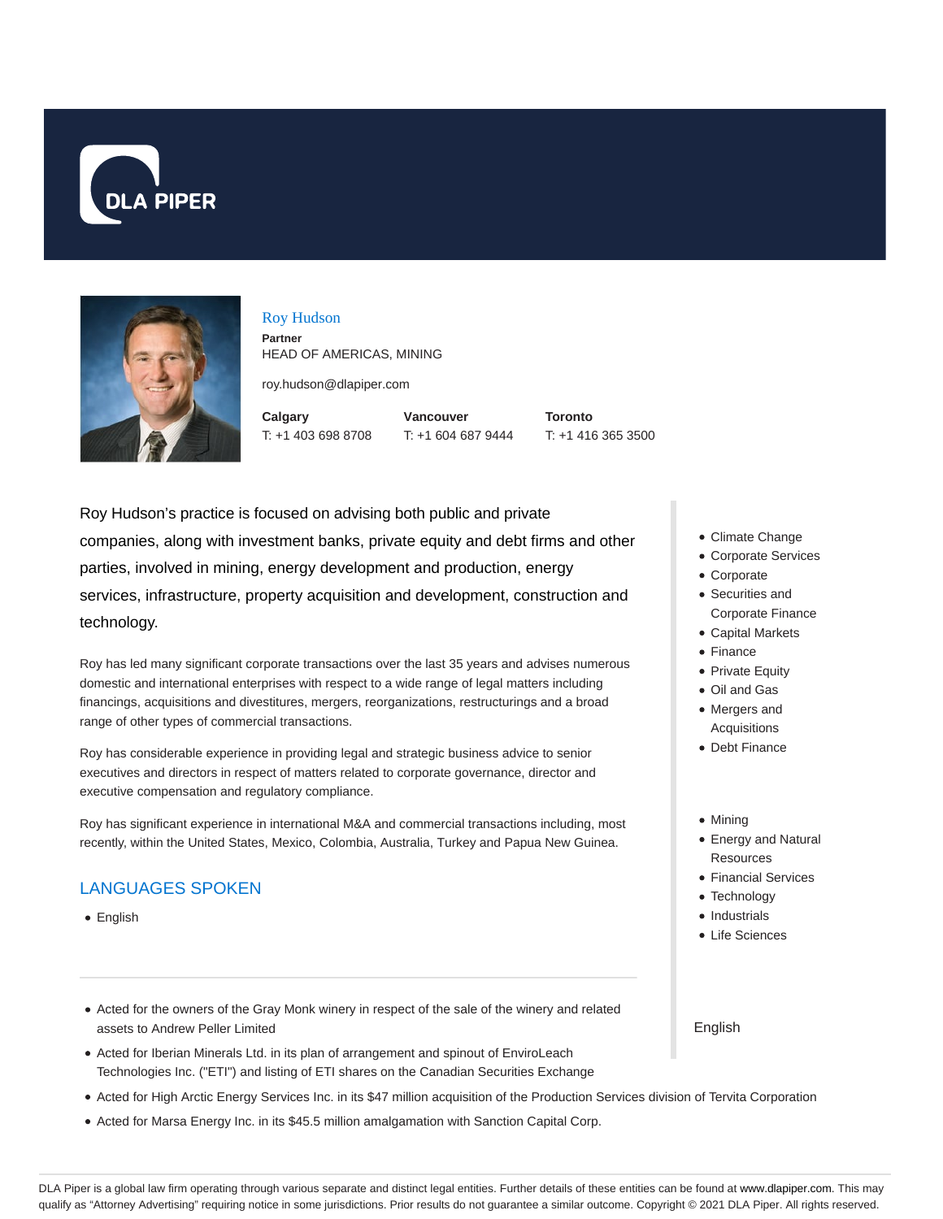DLA PIPER

# Roy Hudson

**Partner**

HEAD OF AMERICAS, MINING

roy.hudson@dlapiper.com

| **Calgary** | **Vancouver** | **Toronto** |
|---|---|---|
| T: +1 403 698 8708 | T: +1 604 687 9444 | T: +1 416 365 3500 |

Roy Hudson's practice is focused on advising both public and private companies, along with investment banks, private equity and debt firms and other parties, involved in mining, energy development and production, energy services, infrastructure, property acquisition and development, construction and technology.

Roy has led many significant corporate transactions over the last 35 years and advises numerous domestic and international enterprises with respect to a wide range of legal matters including financings, acquisitions and divestitures, mergers, reorganizations, restructurings and a broad range of other types of commercial transactions.

Roy has considerable experience in providing legal and strategic business advice to senior executives and directors in respect of matters related to corporate governance, director and executive compensation and regulatory compliance.

Roy has significant experience in international M&A and commercial transactions including, most recently, within the United States, Mexico, Colombia, Australia, Turkey and Papua New Guinea.

- Climate Change
- Corporate Services
- Corporate
- Securities and Corporate Finance
- Capital Markets
- Finance
- Private Equity
- Oil and Gas
- Mergers and Acquisitions
- Debt Finance

- Mining
- Energy and Natural Resources
- Financial Services
- Technology
- Industrials
- Life Sciences

## LANGUAGES SPOKEN

- English

English

- Acted for the owners of the Gray Monk winery in respect of the sale of the winery and related assets to Andrew Peller Limited
- Acted for Iberian Minerals Ltd. in its plan of arrangement and spinout of EnviroLeach Technologies Inc. ("ETI") and listing of ETI shares on the Canadian Securities Exchange
- Acted for High Arctic Energy Services Inc. in its $47 million acquisition of the Production Services division of Tervita Corporation
- Acted for Marsa Energy Inc. in its $45.5 million amalgamation with Sanction Capital Corp.

DLA Piper is a global law firm operating through various separate and distinct legal entities. Further details of these entities can be found at www.dlapiper.com. This may qualify as "Attorney Advertising" requiring notice in some jurisdictions. Prior results do not guarantee a similar outcome. Copyright © 2021 DLA Piper. All rights reserved.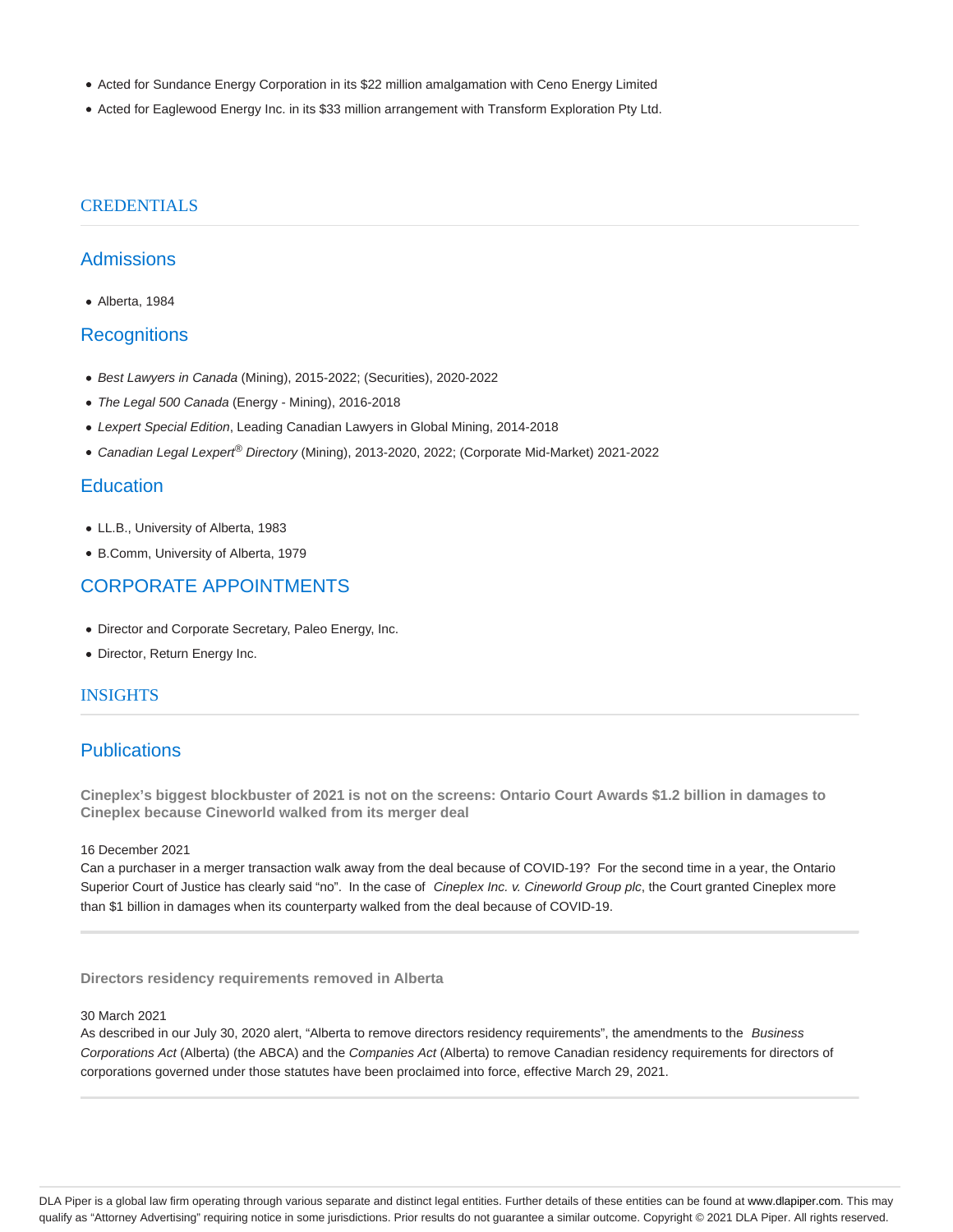- Acted for Sundance Energy Corporation in its $22 million amalgamation with Ceno Energy Limited
- Acted for Eaglewood Energy Inc. in its $33 million arrangement with Transform Exploration Pty Ltd.

## CREDENTIALS

### Admissions

- Alberta, 1984

### Recognitions

- *Best Lawyers in Canada* (Mining), 2015-2022; (Securities), 2020-2022
- *The Legal 500 Canada* (Energy - Mining), 2016-2018
- *Lexpert Special Edition*, Leading Canadian Lawyers in Global Mining, 2014-2018
- *Canadian Legal Lexpert® Directory* (Mining), 2013-2020, 2022; (Corporate Mid-Market) 2021-2022

### Education

- LL.B., University of Alberta, 1983
- B.Comm, University of Alberta, 1979

## CORPORATE APPOINTMENTS

- Director and Corporate Secretary, Paleo Energy, Inc.
- Director, Return Energy Inc.

## INSIGHTS

### Publications

**Cineplex's biggest blockbuster of 2021 is not on the screens: Ontario Court Awards $1.2 billion in damages to Cineplex because Cineworld walked from its merger deal**

16 December 2021

Can a purchaser in a merger transaction walk away from the deal because of COVID-19? For the second time in a year, the Ontario Superior Court of Justice has clearly said "no". In the case of *Cineplex Inc. v. Cineworld Group plc*, the Court granted Cineplex more than $1 billion in damages when its counterparty walked from the deal because of COVID-19.

**Directors residency requirements removed in Alberta**

30 March 2021

As described in our July 30, 2020 alert, "Alberta to remove directors residency requirements", the amendments to the *Business Corporations Act* (Alberta) (the ABCA) and the *Companies Act* (Alberta) to remove Canadian residency requirements for directors of corporations governed under those statutes have been proclaimed into force, effective March 29, 2021.

DLA Piper is a global law firm operating through various separate and distinct legal entities. Further details of these entities can be found at www.dlapiper.com. This may qualify as "Attorney Advertising" requiring notice in some jurisdictions. Prior results do not guarantee a similar outcome. Copyright © 2021 DLA Piper. All rights reserved.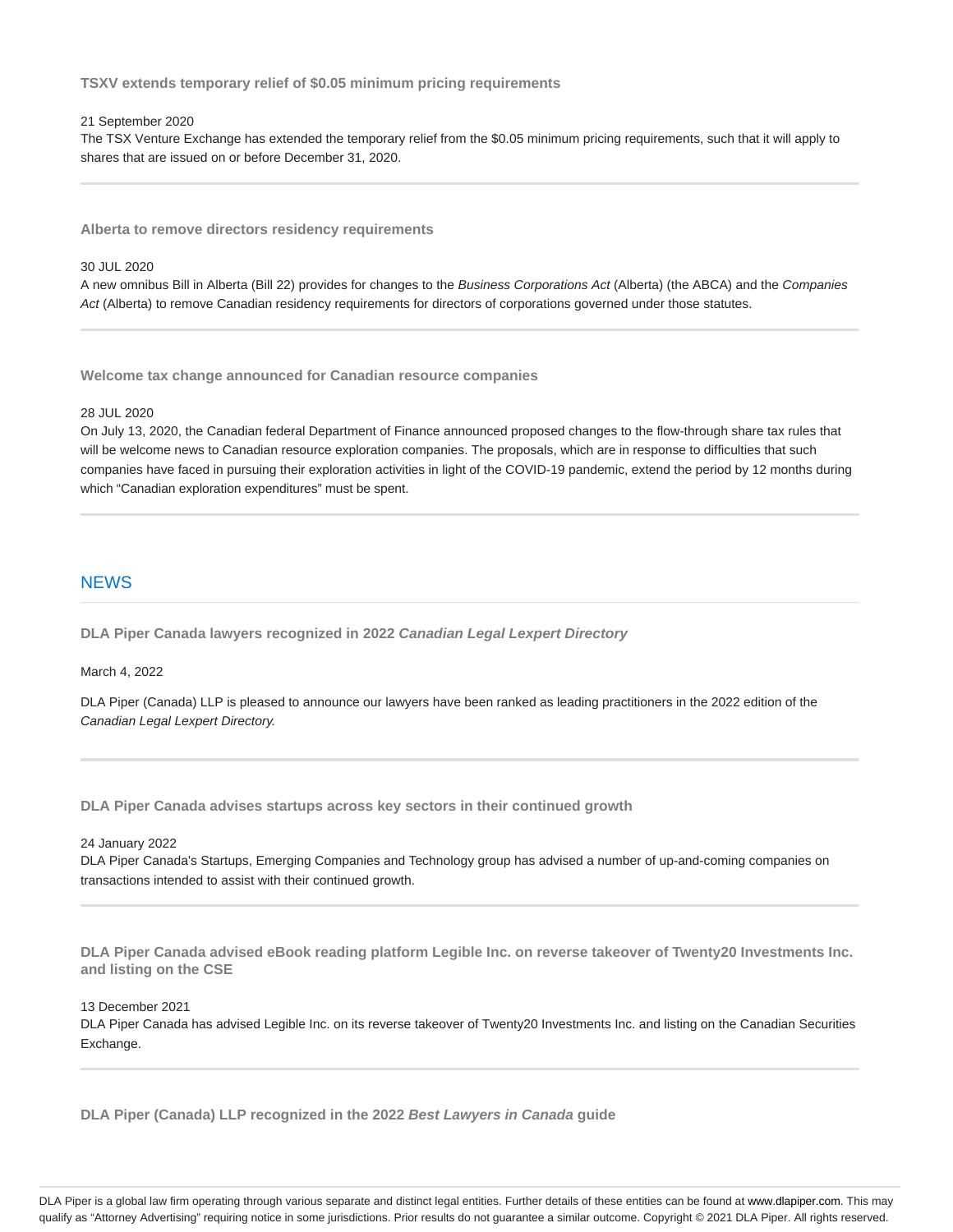### TSXV extends temporary relief of $0.05 minimum pricing requirements

21 September 2020

The TSX Venture Exchange has extended the temporary relief from the $0.05 minimum pricing requirements, such that it will apply to shares that are issued on or before December 31, 2020.

### Alberta to remove directors residency requirements

30 JUL 2020

A new omnibus Bill in Alberta (Bill 22) provides for changes to the *Business Corporations Act* (Alberta) (the ABCA) and the *Companies Act* (Alberta) to remove Canadian residency requirements for directors of corporations governed under those statutes.

### Welcome tax change announced for Canadian resource companies

28 JUL 2020

On July 13, 2020, the Canadian federal Department of Finance announced proposed changes to the flow-through share tax rules that will be welcome news to Canadian resource exploration companies. The proposals, which are in response to difficulties that such companies have faced in pursuing their exploration activities in light of the COVID-19 pandemic, extend the period by 12 months during which “Canadian exploration expenditures” must be spent.

## NEWS

### DLA Piper Canada lawyers recognized in 2022 *Canadian Legal Lexpert Directory*

March 4, 2022

DLA Piper (Canada) LLP is pleased to announce our lawyers have been ranked as leading practitioners in the 2022 edition of the *Canadian Legal Lexpert Directory.*

### DLA Piper Canada advises startups across key sectors in their continued growth

24 January 2022

DLA Piper Canada's Startups, Emerging Companies and Technology group has advised a number of up-and-coming companies on transactions intended to assist with their continued growth.

### DLA Piper Canada advised eBook reading platform Legible Inc. on reverse takeover of Twenty20 Investments Inc. and listing on the CSE

13 December 2021

DLA Piper Canada has advised Legible Inc. on its reverse takeover of Twenty20 Investments Inc. and listing on the Canadian Securities Exchange.

### DLA Piper (Canada) LLP recognized in the 2022 *Best Lawyers in Canada* guide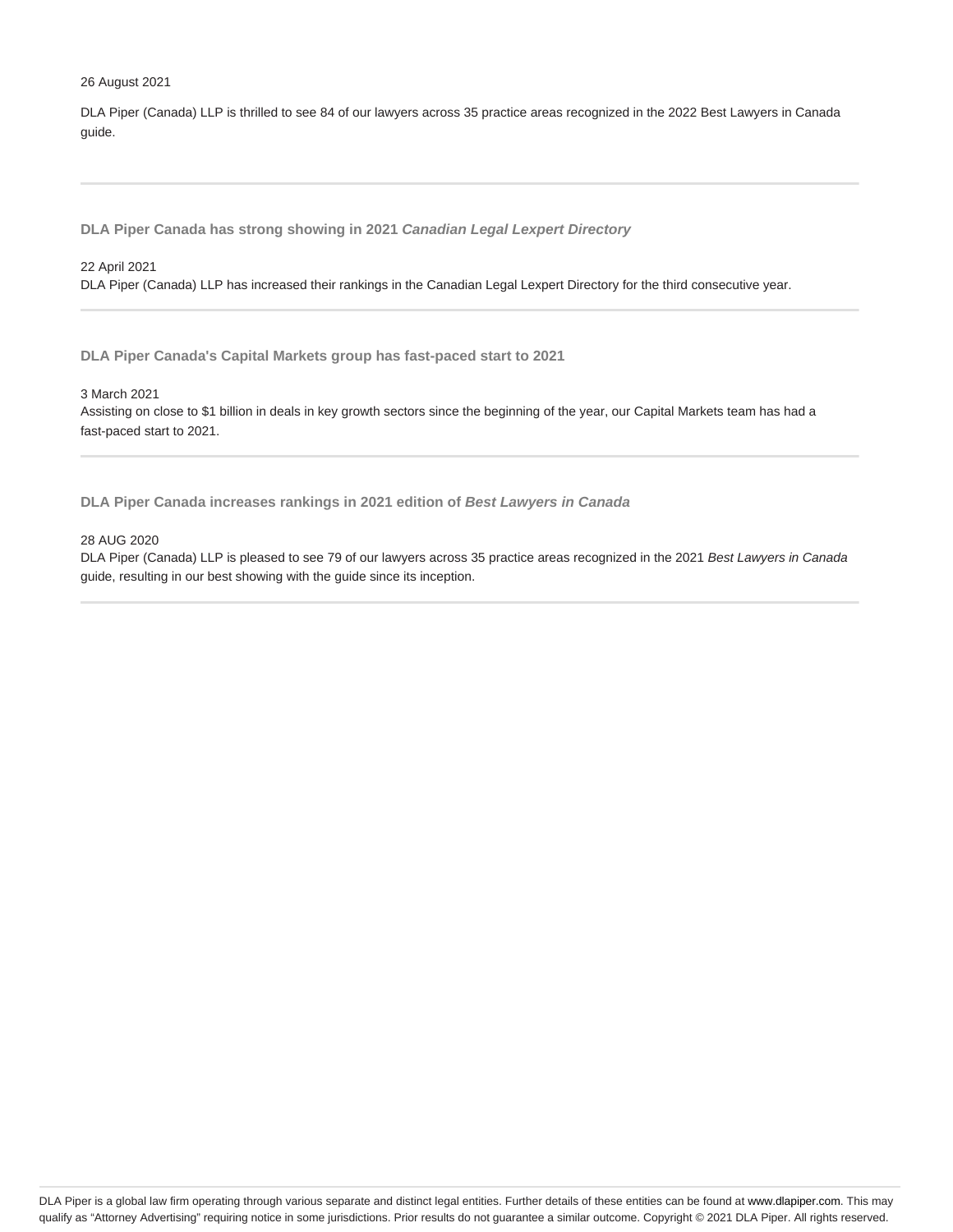26 August 2021

DLA Piper (Canada) LLP is thrilled to see 84 of our lawyers across 35 practice areas recognized in the 2022 Best Lawyers in Canada guide.

---

### DLA Piper Canada has strong showing in 2021 *Canadian Legal Lexpert Directory*

22 April 2021

DLA Piper (Canada) LLP has increased their rankings in the Canadian Legal Lexpert Directory for the third consecutive year.

---

### DLA Piper Canada's Capital Markets group has fast-paced start to 2021

3 March 2021

Assisting on close to $1 billion in deals in key growth sectors since the beginning of the year, our Capital Markets team has had a fast-paced start to 2021.

---

### DLA Piper Canada increases rankings in 2021 edition of *Best Lawyers in Canada*

28 AUG 2020

DLA Piper (Canada) LLP is pleased to see 79 of our lawyers across 35 practice areas recognized in the 2021 *Best Lawyers in Canada* guide, resulting in our best showing with the guide since its inception.

---

DLA Piper is a global law firm operating through various separate and distinct legal entities. Further details of these entities can be found at www.dlapiper.com. This may qualify as "Attorney Advertising" requiring notice in some jurisdictions. Prior results do not guarantee a similar outcome. Copyright © 2021 DLA Piper. All rights reserved.